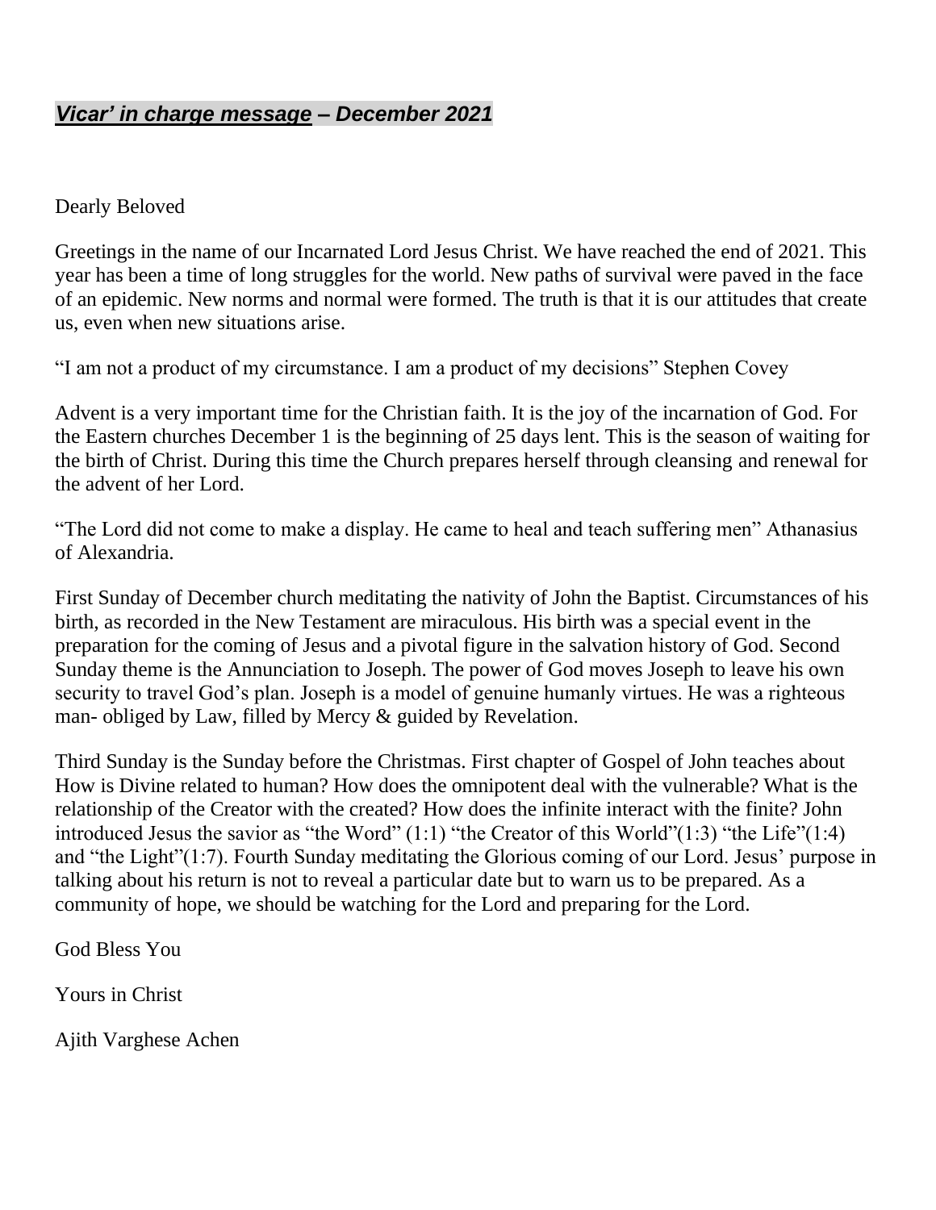## ***<u>Vicar' in charge message</u> – December 2021***

Dearly Beloved

Greetings in the name of our Incarnated Lord Jesus Christ. We have reached the end of 2021. This year has been a time of long struggles for the world. New paths of survival were paved in the face of an epidemic. New norms and normal were formed. The truth is that it is our attitudes that create us, even when new situations arise.

"I am not a product of my circumstance. I am a product of my decisions" Stephen Covey

Advent is a very important time for the Christian faith. It is the joy of the incarnation of God. For the Eastern churches December 1 is the beginning of 25 days lent. This is the season of waiting for the birth of Christ. During this time the Church prepares herself through cleansing and renewal for the advent of her Lord.

"The Lord did not come to make a display. He came to heal and teach suffering men" Athanasius of Alexandria.

First Sunday of December church meditating the nativity of John the Baptist. Circumstances of his birth, as recorded in the New Testament are miraculous. His birth was a special event in the preparation for the coming of Jesus and a pivotal figure in the salvation history of God. Second Sunday theme is the Annunciation to Joseph. The power of God moves Joseph to leave his own security to travel God's plan. Joseph is a model of genuine humanly virtues. He was a righteous man- obliged by Law, filled by Mercy & guided by Revelation.

Third Sunday is the Sunday before the Christmas. First chapter of Gospel of John teaches about How is Divine related to human? How does the omnipotent deal with the vulnerable? What is the relationship of the Creator with the created? How does the infinite interact with the finite? John introduced Jesus the savior as "the Word" (1:1) "the Creator of this World"(1:3) "the Life"(1:4) and "the Light"(1:7). Fourth Sunday meditating the Glorious coming of our Lord. Jesus' purpose in talking about his return is not to reveal a particular date but to warn us to be prepared. As a community of hope, we should be watching for the Lord and preparing for the Lord.

God Bless You

Yours in Christ

Ajith Varghese Achen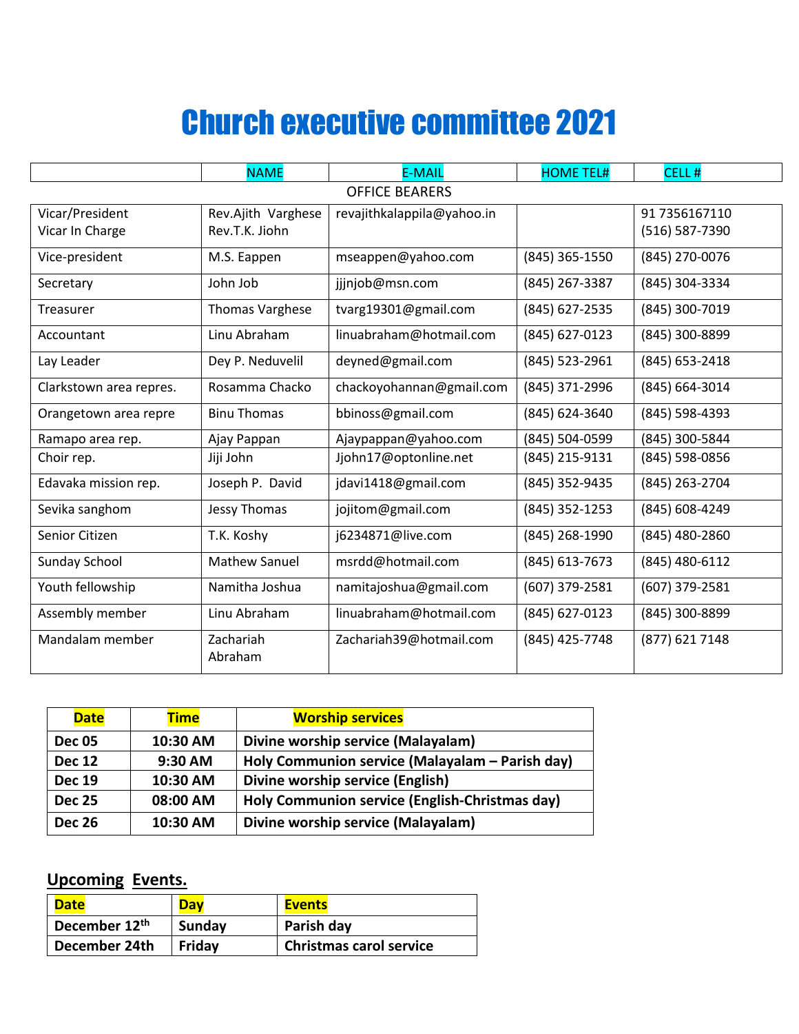# Church executive committee 2021

| | NAME | E-MAIL | HOME TEL# | CELL # |
|---|---|---|---|---|
| | | OFFICE BEARERS | | |
| Vicar/President<br>Vicar In Charge | Rev.Ajith Varghese<br>Rev.T.K. Jiohn | revajithkalappila@yahoo.in | | 91 7356167110<br>(516) 587-7390 |
| Vice-president | M.S. Eappen | mseappen@yahoo.com | (845) 365-1550 | (845) 270-0076 |
| Secretary | John Job | jjjnjob@msn.com | (845) 267-3387 | (845) 304-3334 |
| Treasurer | Thomas Varghese | tvarg19301@gmail.com | (845) 627-2535 | (845) 300-7019 |
| Accountant | Linu Abraham | linuabraham@hotmail.com | (845) 627-0123 | (845) 300-8899 |
| Lay Leader | Dey P. Neduvelil | deyned@gmail.com | (845) 523-2961 | (845) 653-2418 |
| Clarkstown area repres. | Rosamma Chacko | chackoyohannan@gmail.com | (845) 371-2996 | (845) 664-3014 |
| Orangetown area repre | Binu Thomas | bbinoss@gmail.com | (845) 624-3640 | (845) 598-4393 |
| Ramapo area rep. | Ajay Pappan | Ajaypappan@yahoo.com | (845) 504-0599 | (845) 300-5844 |
| Choir rep. | Jiji John | Jjohn17@optonline.net | (845) 215-9131 | (845) 598-0856 |
| Edavaka mission rep. | Joseph P. David | jdavi1418@gmail.com | (845) 352-9435 | (845) 263-2704 |
| Sevika sanghom | Jessy Thomas | jojitom@gmail.com | (845) 352-1253 | (845) 608-4249 |
| Senior Citizen | T.K. Koshy | j6234871@live.com | (845) 268-1990 | (845) 480-2860 |
| Sunday School | Mathew Sanuel | msrdd@hotmail.com | (845) 613-7673 | (845) 480-6112 |
| Youth fellowship | Namitha Joshua | namitajoshua@gmail.com | (607) 379-2581 | (607) 379-2581 |
| Assembly member | Linu Abraham | linuabraham@hotmail.com | (845) 627-0123 | (845) 300-8899 |
| Mandalam member | Zachariah Abraham | Zachariah39@hotmail.com | (845) 425-7748 | (877) 621 7148 |

| Date | Time | Worship services |
|---|---|---|
| **Dec 05** | **10:30 AM** | **Divine worship service (Malayalam)** |
| **Dec 12** | **9:30 AM** | **Holy Communion service (Malayalam – Parish day)** |
| **Dec 19** | **10:30 AM** | **Divine worship service (English)** |
| **Dec 25** | **08:00 AM** | **Holy Communion service (English-Christmas day)** |
| **Dec 26** | **10:30 AM** | **Divine worship service (Malayalam)** |

## Upcoming Events.

| Date | Day | Events |
|---|---|---|
| **December 12th** | **Sunday** | **Parish day** |
| **December 24th** | **Friday** | **Christmas carol service** |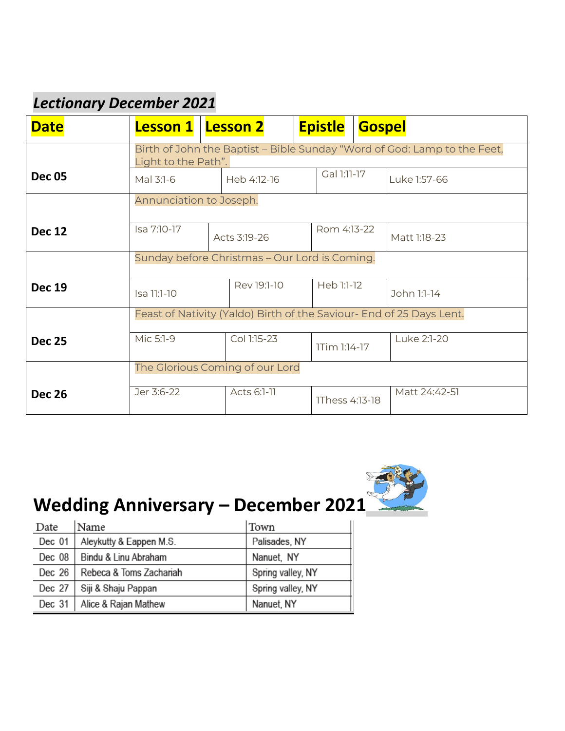## *Lectionary December 2021*

| Date | Lesson 1 | Lesson 2 | Epistle | Gospel |
|---|---|---|---|---|
| Dec 05 | Birth of John the Baptist – Bible Sunday "Word of God: Lamp to the Feet, Light to the Path". | | | |
| | Mal 3:1-6 | Heb 4:12-16 | Gal 1:11-17 | Luke 1:57-66 |
| Dec 12 | Annunciation to Joseph. | | | |
| | Isa 7:10-17 | Acts 3:19-26 | Rom 4:13-22 | Matt 1:18-23 |
| Dec 19 | Sunday before Christmas – Our Lord is Coming. | | | |
| | Isa 11:1-10 | Rev 19:1-10 | Heb 1:1-12 | John 1:1-14 |
| Dec 25 | Feast of Nativity (Yaldo) Birth of the Saviour- End of 25 Days Lent. | | | |
| | Mic 5:1-9 | Col 1:15-23 | 1Tim 1:14-17 | Luke 2:1-20 |
| Dec 26 | The Glorious Coming of our Lord | | | |
| | Jer 3:6-22 | Acts 6:1-11 | 1Thess 4:13-18 | Matt 24:42-51 |

## Wedding Anniversary – December 2021

| Date | Name | Town |
|---|---|---|
| Dec 01 | Aleykutty & Eappen M.S. | Palisades, NY |
| Dec 08 | Bindu & Linu Abraham | Nanuet, NY |
| Dec 26 | Rebeca & Toms Zachariah | Spring valley, NY |
| Dec 27 | Siji & Shaju Pappan | Spring valley, NY |
| Dec 31 | Alice & Rajan Mathew | Nanuet, NY |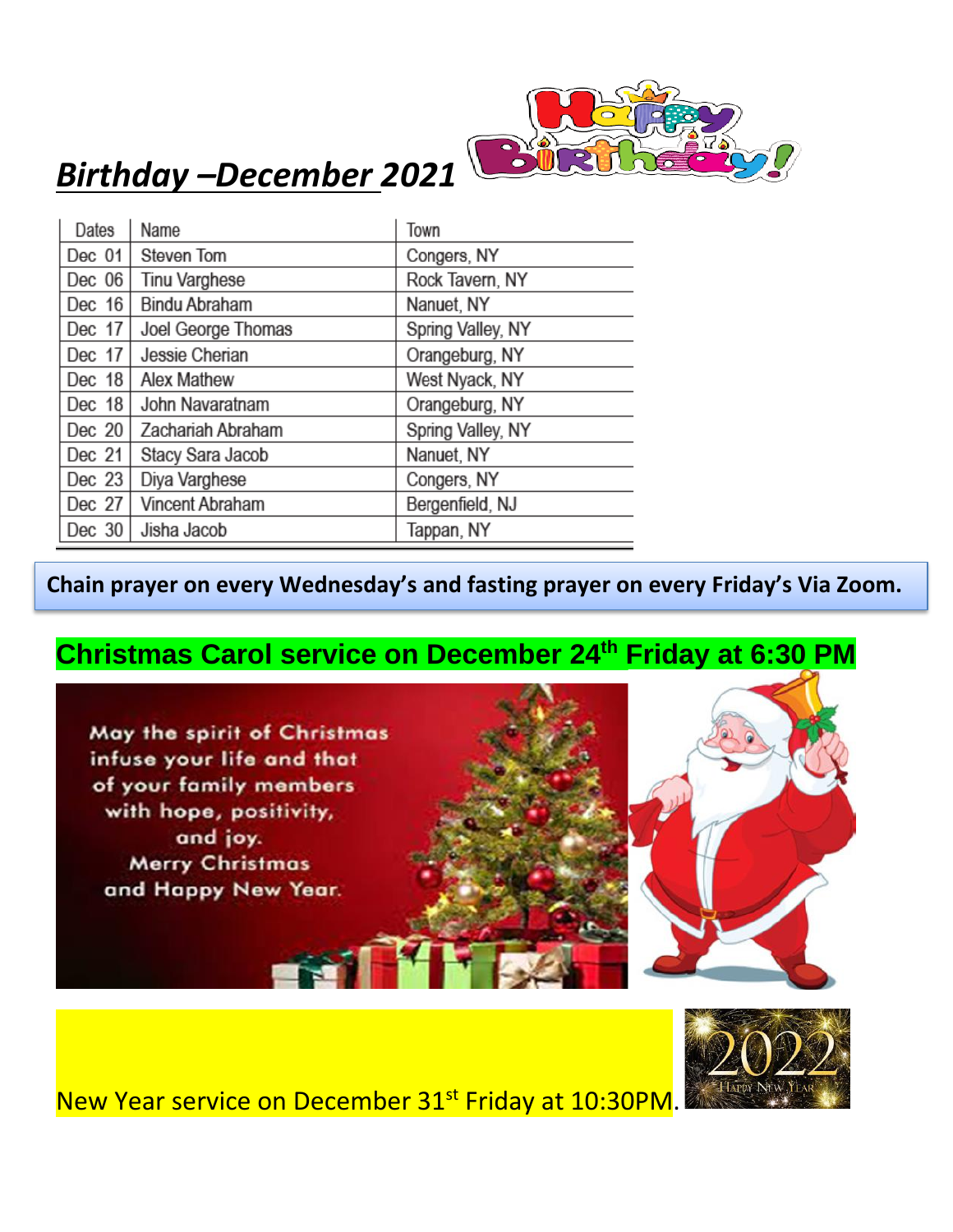## ***Birthday –December 2021***

| Dates | Name | Town |
|---|---|---|
| Dec 01 | Steven Tom | Congers, NY |
| Dec 06 | Tinu Varghese | Rock Tavern, NY |
| Dec 16 | Bindu Abraham | Nanuet, NY |
| Dec 17 | Joel George Thomas | Spring Valley, NY |
| Dec 17 | Jessie Cherian | Orangeburg, NY |
| Dec 18 | Alex Mathew | West Nyack, NY |
| Dec 18 | John Navaratnam | Orangeburg, NY |
| Dec 20 | Zachariah Abraham | Spring Valley, NY |
| Dec 21 | Stacy Sara Jacob | Nanuet, NY |
| Dec 23 | Diya Varghese | Congers, NY |
| Dec 27 | Vincent Abraham | Bergenfield, NJ |
| Dec 30 | Jisha Jacob | Tappan, NY |

**Chain prayer on every Wednesday's and fasting prayer on every Friday's Via Zoom.**

**Christmas Carol service on December 24th Friday at 6:30 PM**

New Year service on December 31st Friday at 10:30PM.